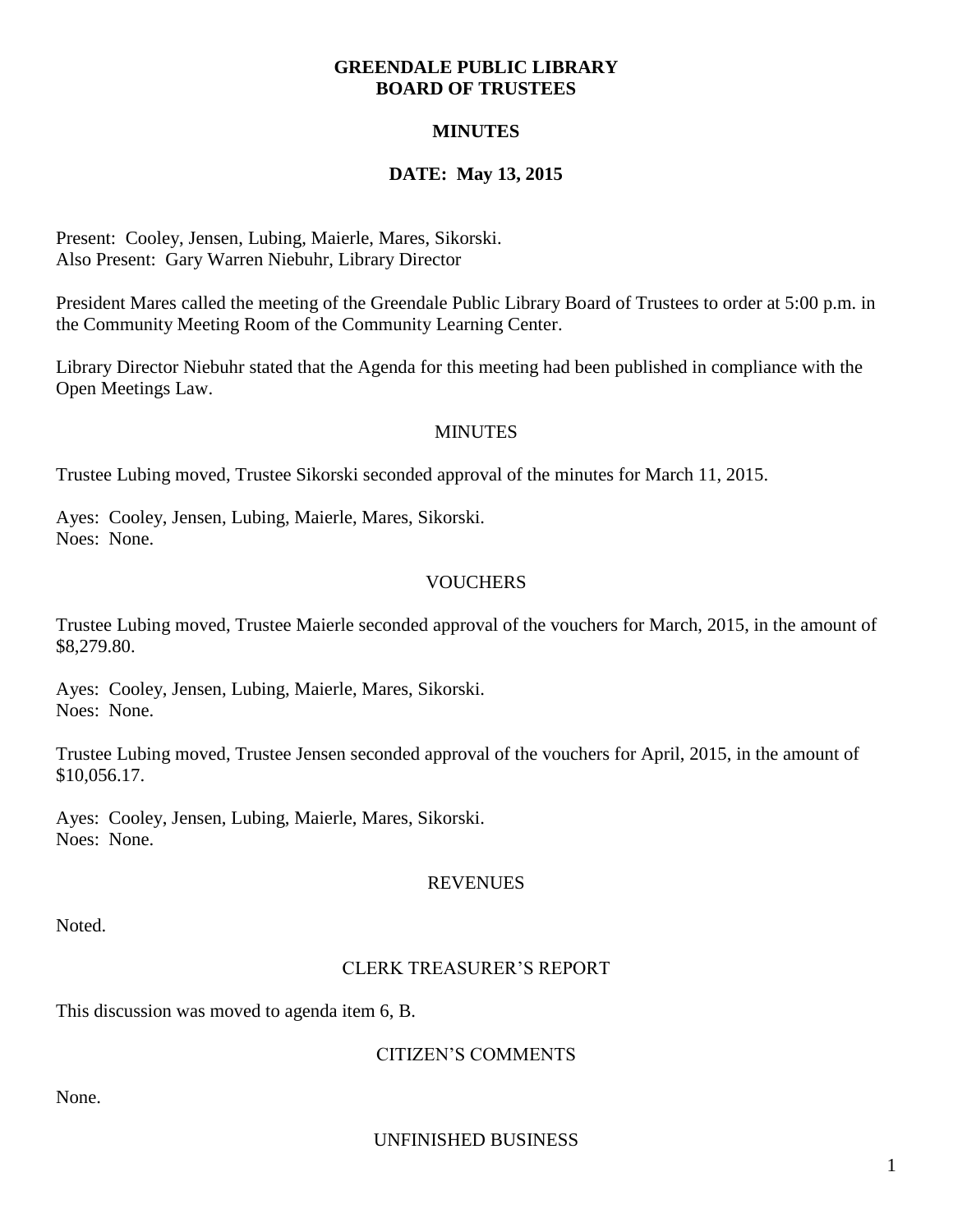# GREENDALE PUBLIC LIBRARY
# BOARD OF TRUSTEES

## MINUTES

### DATE: May 13, 2015

Present: Cooley, Jensen, Lubing, Maierle, Mares, Sikorski.
Also Present: Gary Warren Niebuhr, Library Director

President Mares called the meeting of the Greendale Public Library Board of Trustees to order at 5:00 p.m. in the Community Meeting Room of the Community Learning Center.

Library Director Niebuhr stated that the Agenda for this meeting had been published in compliance with the Open Meetings Law.

MINUTES

Trustee Lubing moved, Trustee Sikorski seconded approval of the minutes for March 11, 2015.

Ayes: Cooley, Jensen, Lubing, Maierle, Mares, Sikorski.
Noes: None.

VOUCHERS

Trustee Lubing moved, Trustee Maierle seconded approval of the vouchers for March, 2015, in the amount of $8,279.80.

Ayes: Cooley, Jensen, Lubing, Maierle, Mares, Sikorski.
Noes: None.

Trustee Lubing moved, Trustee Jensen seconded approval of the vouchers for April, 2015, in the amount of $10,056.17.

Ayes: Cooley, Jensen, Lubing, Maierle, Mares, Sikorski.
Noes: None.

REVENUES

Noted.

CLERK TREASURER'S REPORT

This discussion was moved to agenda item 6, B.

CITIZEN'S COMMENTS

None.

UNFINISHED BUSINESS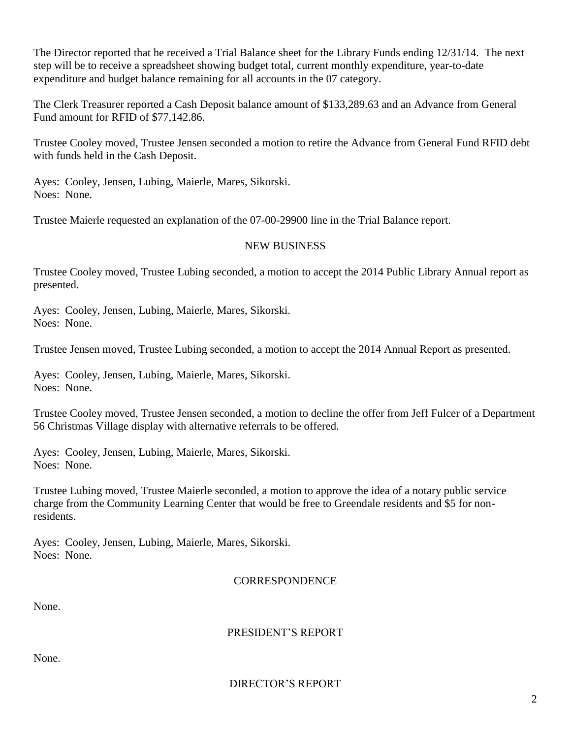The Director reported that he received a Trial Balance sheet for the Library Funds ending 12/31/14. The next step will be to receive a spreadsheet showing budget total, current monthly expenditure, year-to-date expenditure and budget balance remaining for all accounts in the 07 category.

The Clerk Treasurer reported a Cash Deposit balance amount of $133,289.63 and an Advance from General Fund amount for RFID of $77,142.86.

Trustee Cooley moved, Trustee Jensen seconded a motion to retire the Advance from General Fund RFID debt with funds held in the Cash Deposit.

Ayes: Cooley, Jensen, Lubing, Maierle, Mares, Sikorski.
Noes: None.

Trustee Maierle requested an explanation of the 07-00-29900 line in the Trial Balance report.

## NEW BUSINESS

Trustee Cooley moved, Trustee Lubing seconded, a motion to accept the 2014 Public Library Annual report as presented.

Ayes: Cooley, Jensen, Lubing, Maierle, Mares, Sikorski.
Noes: None.

Trustee Jensen moved, Trustee Lubing seconded, a motion to accept the 2014 Annual Report as presented.

Ayes: Cooley, Jensen, Lubing, Maierle, Mares, Sikorski.
Noes: None.

Trustee Cooley moved, Trustee Jensen seconded, a motion to decline the offer from Jeff Fulcer of a Department 56 Christmas Village display with alternative referrals to be offered.

Ayes: Cooley, Jensen, Lubing, Maierle, Mares, Sikorski.
Noes: None.

Trustee Lubing moved, Trustee Maierle seconded, a motion to approve the idea of a notary public service charge from the Community Learning Center that would be free to Greendale residents and $5 for non-residents.

Ayes: Cooley, Jensen, Lubing, Maierle, Mares, Sikorski.
Noes: None.

## CORRESPONDENCE

None.

## PRESIDENT'S REPORT

None.

## DIRECTOR'S REPORT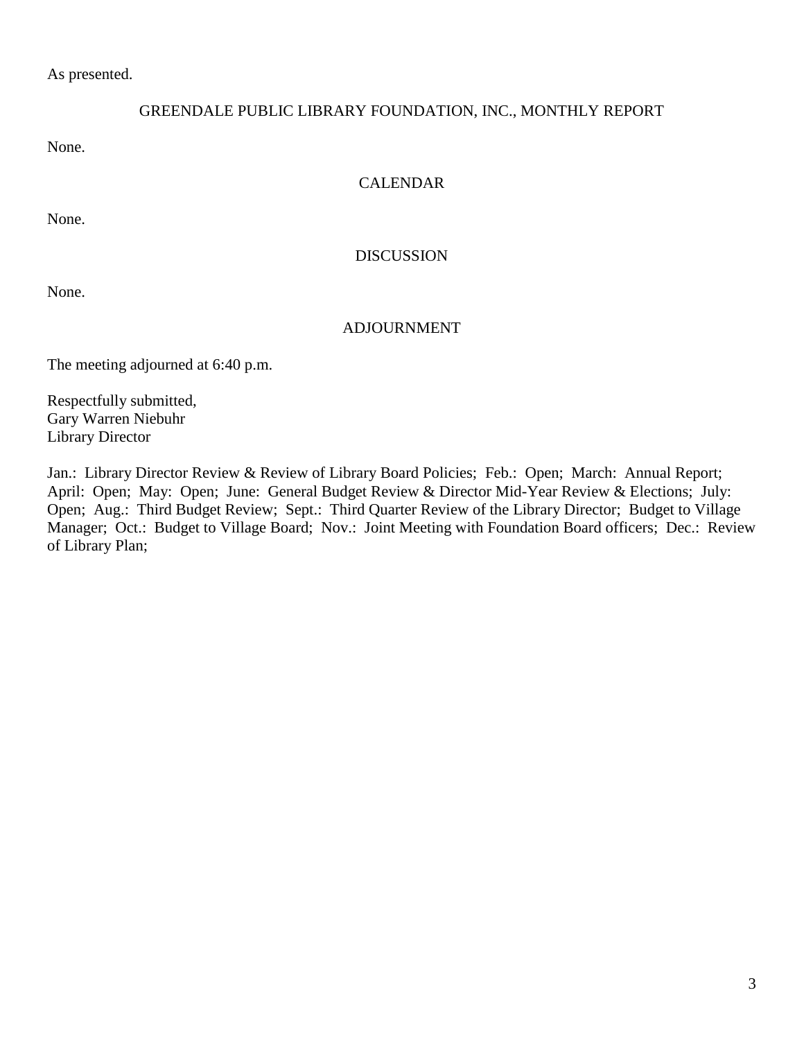As presented.

## GREENDALE PUBLIC LIBRARY FOUNDATION, INC., MONTHLY REPORT

None.

## CALENDAR

None.

## DISCUSSION

None.

## ADJOURNMENT

The meeting adjourned at 6:40 p.m.

Respectfully submitted,
Gary Warren Niebuhr
Library Director

Jan.: Library Director Review & Review of Library Board Policies; Feb.: Open; March: Annual Report; April: Open; May: Open; June: General Budget Review & Director Mid-Year Review & Elections; July: Open; Aug.: Third Budget Review; Sept.: Third Quarter Review of the Library Director; Budget to Village Manager; Oct.: Budget to Village Board; Nov.: Joint Meeting with Foundation Board officers; Dec.: Review of Library Plan;